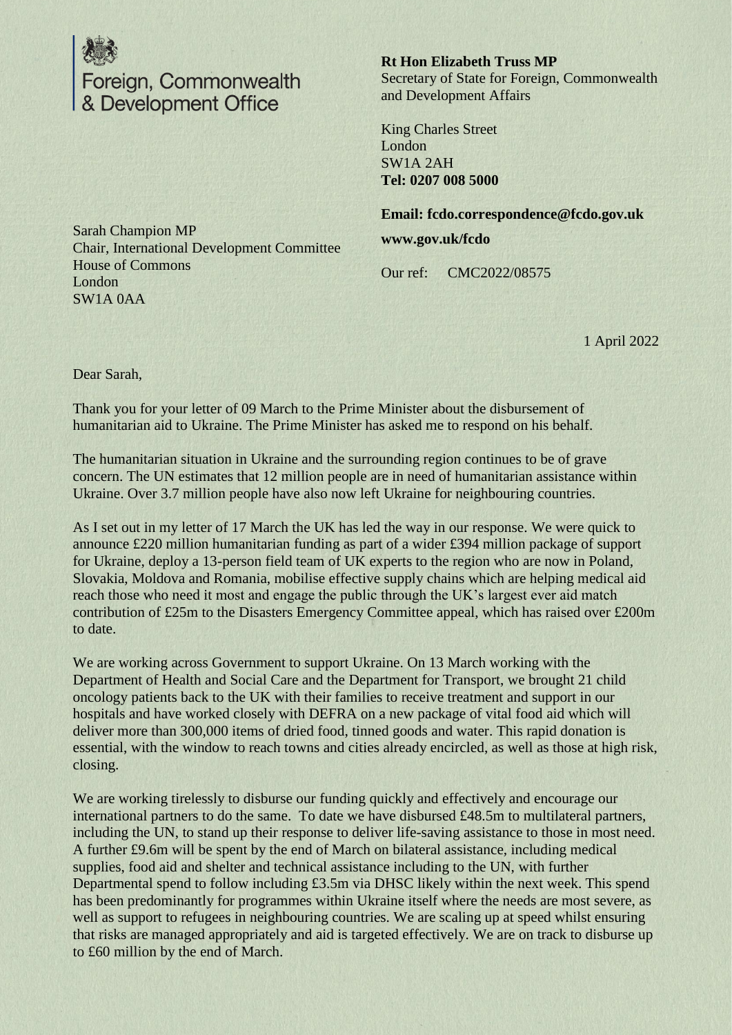Foreign, Commonwealth & Development Office

**Rt Hon Elizabeth Truss MP**
Secretary of State for Foreign, Commonwealth and Development Affairs

King Charles Street
London
SW1A 2AH
**Tel: 0207 008 5000**

**Email: fcdo.correspondence@fcdo.gov.uk**

**www.gov.uk/fcdo**

Our ref: CMC2022/08575

Sarah Champion MP
Chair, International Development Committee
House of Commons
London
SW1A 0AA

1 April 2022

Dear Sarah,

Thank you for your letter of 09 March to the Prime Minister about the disbursement of humanitarian aid to Ukraine. The Prime Minister has asked me to respond on his behalf.

The humanitarian situation in Ukraine and the surrounding region continues to be of grave concern. The UN estimates that 12 million people are in need of humanitarian assistance within Ukraine. Over 3.7 million people have also now left Ukraine for neighbouring countries.

As I set out in my letter of 17 March the UK has led the way in our response. We were quick to announce £220 million humanitarian funding as part of a wider £394 million package of support for Ukraine, deploy a 13-person field team of UK experts to the region who are now in Poland, Slovakia, Moldova and Romania, mobilise effective supply chains which are helping medical aid reach those who need it most and engage the public through the UK's largest ever aid match contribution of £25m to the Disasters Emergency Committee appeal, which has raised over £200m to date.

We are working across Government to support Ukraine. On 13 March working with the Department of Health and Social Care and the Department for Transport, we brought 21 child oncology patients back to the UK with their families to receive treatment and support in our hospitals and have worked closely with DEFRA on a new package of vital food aid which will deliver more than 300,000 items of dried food, tinned goods and water. This rapid donation is essential, with the window to reach towns and cities already encircled, as well as those at high risk, closing.

We are working tirelessly to disburse our funding quickly and effectively and encourage our international partners to do the same. To date we have disbursed £48.5m to multilateral partners, including the UN, to stand up their response to deliver life-saving assistance to those in most need. A further £9.6m will be spent by the end of March on bilateral assistance, including medical supplies, food aid and shelter and technical assistance including to the UN, with further Departmental spend to follow including £3.5m via DHSC likely within the next week. This spend has been predominantly for programmes within Ukraine itself where the needs are most severe, as well as support to refugees in neighbouring countries. We are scaling up at speed whilst ensuring that risks are managed appropriately and aid is targeted effectively. We are on track to disburse up to £60 million by the end of March.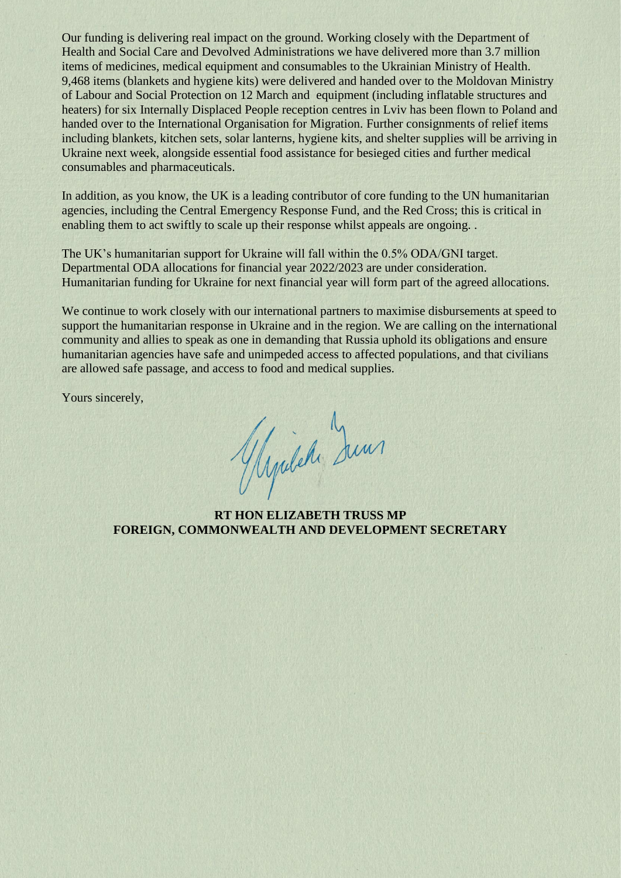Our funding is delivering real impact on the ground. Working closely with the Department of Health and Social Care and Devolved Administrations we have delivered more than 3.7 million items of medicines, medical equipment and consumables to the Ukrainian Ministry of Health. 9,468 items (blankets and hygiene kits) were delivered and handed over to the Moldovan Ministry of Labour and Social Protection on 12 March and equipment (including inflatable structures and heaters) for six Internally Displaced People reception centres in Lviv has been flown to Poland and handed over to the International Organisation for Migration. Further consignments of relief items including blankets, kitchen sets, solar lanterns, hygiene kits, and shelter supplies will be arriving in Ukraine next week, alongside essential food assistance for besieged cities and further medical consumables and pharmaceuticals.

In addition, as you know, the UK is a leading contributor of core funding to the UN humanitarian agencies, including the Central Emergency Response Fund, and the Red Cross; this is critical in enabling them to act swiftly to scale up their response whilst appeals are ongoing. .

The UK's humanitarian support for Ukraine will fall within the 0.5% ODA/GNI target. Departmental ODA allocations for financial year 2022/2023 are under consideration. Humanitarian funding for Ukraine for next financial year will form part of the agreed allocations.

We continue to work closely with our international partners to maximise disbursements at speed to support the humanitarian response in Ukraine and in the region. We are calling on the international community and allies to speak as one in demanding that Russia uphold its obligations and ensure humanitarian agencies have safe and unimpeded access to affected populations, and that civilians are allowed safe passage, and access to food and medical supplies.

Yours sincerely,

**RT HON ELIZABETH TRUSS MP**
**FOREIGN, COMMONWEALTH AND DEVELOPMENT SECRETARY**